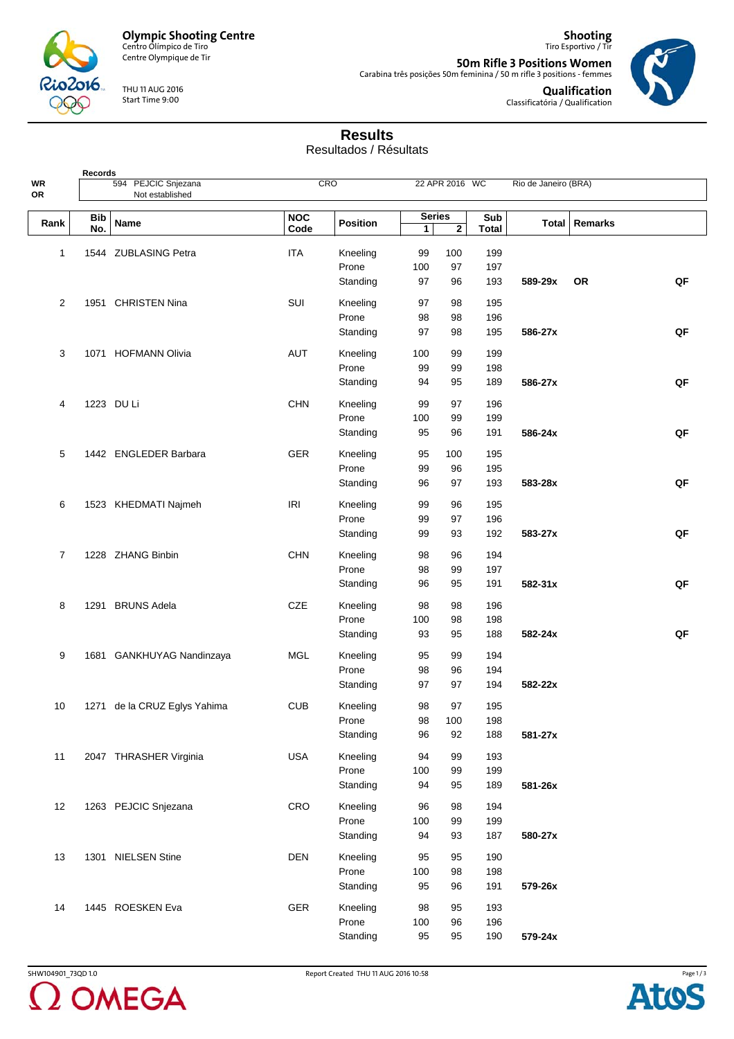**Olympic Shooting Centre**
Centro Olímpico de Tiro
Centre Olympique de Tir

THU 11 AUG 2016
Start Time 9:00

**Shooting**
Tiro Esportivo / Tir

**50m Rifle 3 Positions Women**
Carabina três posições 50m feminina / 50 m rifle 3 positions - femmes

**Qualification**
Classificatória / Qualification

# Results

Resultados / Résultats

| Records | | | | | |
|---|---|---|---|---|---|
| WR | 594 PEJCIC Snjezana | CRO | 22 APR 2016 | WC | Rio de Janeiro (BRA) |
| OR | Not established | | | | |

| Rank | Bib No. | Name | NOC Code | Position | Series 1 | Series 2 | Sub Total | Total | Remarks | |
|---|---|---|---|---|---|---|---|---|---|---|
| 1 | 1544 | ZUBLASING Petra | ITA | Kneeling | 99 | 100 | 199 | | | |
| | | | | Prone | 100 | 97 | 197 | | | |
| | | | | Standing | 97 | 96 | 193 | **589-29x** | **OR** | **QF** |
| 2 | 1951 | CHRISTEN Nina | SUI | Kneeling | 97 | 98 | 195 | | | |
| | | | | Prone | 98 | 98 | 196 | | | |
| | | | | Standing | 97 | 98 | 195 | **586-27x** | | **QF** |
| 3 | 1071 | HOFMANN Olivia | AUT | Kneeling | 100 | 99 | 199 | | | |
| | | | | Prone | 99 | 99 | 198 | | | |
| | | | | Standing | 94 | 95 | 189 | **586-27x** | | **QF** |
| 4 | 1223 | DU Li | CHN | Kneeling | 99 | 97 | 196 | | | |
| | | | | Prone | 100 | 99 | 199 | | | |
| | | | | Standing | 95 | 96 | 191 | **586-24x** | | **QF** |
| 5 | 1442 | ENGLEDER Barbara | GER | Kneeling | 95 | 100 | 195 | | | |
| | | | | Prone | 99 | 96 | 195 | | | |
| | | | | Standing | 96 | 97 | 193 | **583-28x** | | **QF** |
| 6 | 1523 | KHEDMATI Najmeh | IRI | Kneeling | 99 | 96 | 195 | | | |
| | | | | Prone | 99 | 97 | 196 | | | |
| | | | | Standing | 99 | 93 | 192 | **583-27x** | | **QF** |
| 7 | 1228 | ZHANG Binbin | CHN | Kneeling | 98 | 96 | 194 | | | |
| | | | | Prone | 98 | 99 | 197 | | | |
| | | | | Standing | 96 | 95 | 191 | **582-31x** | | **QF** |
| 8 | 1291 | BRUNS Adela | CZE | Kneeling | 98 | 98 | 196 | | | |
| | | | | Prone | 100 | 98 | 198 | | | |
| | | | | Standing | 93 | 95 | 188 | **582-24x** | | **QF** |
| 9 | 1681 | GANKHUYAG Nandinzaya | MGL | Kneeling | 95 | 99 | 194 | | | |
| | | | | Prone | 98 | 96 | 194 | | | |
| | | | | Standing | 97 | 97 | 194 | **582-22x** | | |
| 10 | 1271 | de la CRUZ Eglys Yahima | CUB | Kneeling | 98 | 97 | 195 | | | |
| | | | | Prone | 98 | 100 | 198 | | | |
| | | | | Standing | 96 | 92 | 188 | **581-27x** | | |
| 11 | 2047 | THRASHER Virginia | USA | Kneeling | 94 | 99 | 193 | | | |
| | | | | Prone | 100 | 99 | 199 | | | |
| | | | | Standing | 94 | 95 | 189 | **581-26x** | | |
| 12 | 1263 | PEJCIC Snjezana | CRO | Kneeling | 96 | 98 | 194 | | | |
| | | | | Prone | 100 | 99 | 199 | | | |
| | | | | Standing | 94 | 93 | 187 | **580-27x** | | |
| 13 | 1301 | NIELSEN Stine | DEN | Kneeling | 95 | 95 | 190 | | | |
| | | | | Prone | 100 | 98 | 198 | | | |
| | | | | Standing | 95 | 96 | 191 | **579-26x** | | |
| 14 | 1445 | ROESKEN Eva | GER | Kneeling | 98 | 95 | 193 | | | |
| | | | | Prone | 100 | 96 | 196 | | | |
| | | | | Standing | 95 | 95 | 190 | **579-24x** | | |

SHW104901_73QD 1.0 Report Created THU 11 AUG 2016 10:58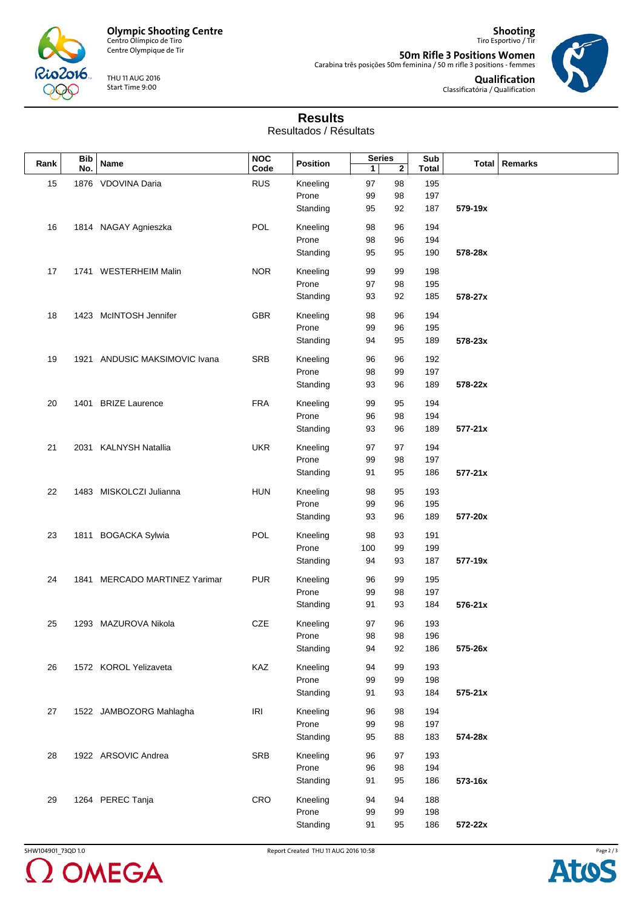# Results

Resultados / Résultats

| Rank | Bib No. | Name | NOC Code | Position | Series 1 | Series 2 | Sub Total | Total | Remarks |
|---|---|---|---|---|---|---|---|---|---|
| 15 | 1876 | VDOVINA Daria | RUS | Kneeling | 97 | 98 | 195 | | |
| | | | | Prone | 99 | 98 | 197 | | |
| | | | | Standing | 95 | 92 | 187 | **579-19x** | |
| 16 | 1814 | NAGAY Agnieszka | POL | Kneeling | 98 | 96 | 194 | | |
| | | | | Prone | 98 | 96 | 194 | | |
| | | | | Standing | 95 | 95 | 190 | **578-28x** | |
| 17 | 1741 | WESTERHEIM Malin | NOR | Kneeling | 99 | 99 | 198 | | |
| | | | | Prone | 97 | 98 | 195 | | |
| | | | | Standing | 93 | 92 | 185 | **578-27x** | |
| 18 | 1423 | McINTOSH Jennifer | GBR | Kneeling | 98 | 96 | 194 | | |
| | | | | Prone | 99 | 96 | 195 | | |
| | | | | Standing | 94 | 95 | 189 | **578-23x** | |
| 19 | 1921 | ANDUSIC MAKSIMOVIC Ivana | SRB | Kneeling | 96 | 96 | 192 | | |
| | | | | Prone | 98 | 99 | 197 | | |
| | | | | Standing | 93 | 96 | 189 | **578-22x** | |
| 20 | 1401 | BRIZE Laurence | FRA | Kneeling | 99 | 95 | 194 | | |
| | | | | Prone | 96 | 98 | 194 | | |
| | | | | Standing | 93 | 96 | 189 | **577-21x** | |
| 21 | 2031 | KALNYSH Natallia | UKR | Kneeling | 97 | 97 | 194 | | |
| | | | | Prone | 99 | 98 | 197 | | |
| | | | | Standing | 91 | 95 | 186 | **577-21x** | |
| 22 | 1483 | MISKOLCZI Julianna | HUN | Kneeling | 98 | 95 | 193 | | |
| | | | | Prone | 99 | 96 | 195 | | |
| | | | | Standing | 93 | 96 | 189 | **577-20x** | |
| 23 | 1811 | BOGACKA Sylwia | POL | Kneeling | 98 | 93 | 191 | | |
| | | | | Prone | 100 | 99 | 199 | | |
| | | | | Standing | 94 | 93 | 187 | **577-19x** | |
| 24 | 1841 | MERCADO MARTINEZ Yarimar | PUR | Kneeling | 96 | 99 | 195 | | |
| | | | | Prone | 99 | 98 | 197 | | |
| | | | | Standing | 91 | 93 | 184 | **576-21x** | |
| 25 | 1293 | MAZUROVA Nikola | CZE | Kneeling | 97 | 96 | 193 | | |
| | | | | Prone | 98 | 98 | 196 | | |
| | | | | Standing | 94 | 92 | 186 | **575-26x** | |
| 26 | 1572 | KOROL Yelizaveta | KAZ | Kneeling | 94 | 99 | 193 | | |
| | | | | Prone | 99 | 99 | 198 | | |
| | | | | Standing | 91 | 93 | 184 | **575-21x** | |
| 27 | 1522 | JAMBOZORG Mahlagha | IRI | Kneeling | 96 | 98 | 194 | | |
| | | | | Prone | 99 | 98 | 197 | | |
| | | | | Standing | 95 | 88 | 183 | **574-28x** | |
| 28 | 1922 | ARSOVIC Andrea | SRB | Kneeling | 96 | 97 | 193 | | |
| | | | | Prone | 96 | 98 | 194 | | |
| | | | | Standing | 91 | 95 | 186 | **573-16x** | |
| 29 | 1264 | PEREC Tanja | CRO | Kneeling | 94 | 94 | 188 | | |
| | | | | Prone | 99 | 99 | 198 | | |
| | | | | Standing | 91 | 95 | 186 | **572-22x** | |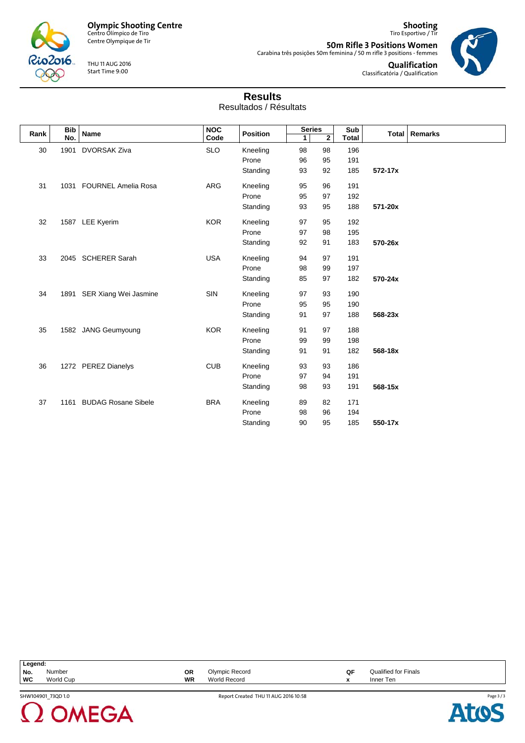Olympic Shooting Centre
Centro Olímpico de Tiro
Centre Olympique de Tir

THU 11 AUG 2016
Start Time 9:00

**Shooting**
Tiro Esportivo / Tir

**50m Rifle 3 Positions Women**
Carabina três posições 50m feminina / 50 m rifle 3 positions - femmes

**Qualification**
Classificatória / Qualification

## Results
Resultados / Résultats

| Rank | Bib No. | Name | NOC Code | Position | Series 1 | Series 2 | Sub Total | Total | Remarks |
|---|---|---|---|---|---|---|---|---|---|
| 30 | 1901 | DVORSAK Ziva | SLO | Kneeling | 98 | 98 | 196 | | |
| | | | | Prone | 96 | 95 | 191 | | |
| | | | | Standing | 93 | 92 | 185 | **572-17x** | |
| 31 | 1031 | FOURNEL Amelia Rosa | ARG | Kneeling | 95 | 96 | 191 | | |
| | | | | Prone | 95 | 97 | 192 | | |
| | | | | Standing | 93 | 95 | 188 | **571-20x** | |
| 32 | 1587 | LEE Kyerim | KOR | Kneeling | 97 | 95 | 192 | | |
| | | | | Prone | 97 | 98 | 195 | | |
| | | | | Standing | 92 | 91 | 183 | **570-26x** | |
| 33 | 2045 | SCHERER Sarah | USA | Kneeling | 94 | 97 | 191 | | |
| | | | | Prone | 98 | 99 | 197 | | |
| | | | | Standing | 85 | 97 | 182 | **570-24x** | |
| 34 | 1891 | SER Xiang Wei Jasmine | SIN | Kneeling | 97 | 93 | 190 | | |
| | | | | Prone | 95 | 95 | 190 | | |
| | | | | Standing | 91 | 97 | 188 | **568-23x** | |
| 35 | 1582 | JANG Geumyoung | KOR | Kneeling | 91 | 97 | 188 | | |
| | | | | Prone | 99 | 99 | 198 | | |
| | | | | Standing | 91 | 91 | 182 | **568-18x** | |
| 36 | 1272 | PEREZ Dianelys | CUB | Kneeling | 93 | 93 | 186 | | |
| | | | | Prone | 97 | 94 | 191 | | |
| | | | | Standing | 98 | 93 | 191 | **568-15x** | |
| 37 | 1161 | BUDAG Rosane Sibele | BRA | Kneeling | 89 | 82 | 171 | | |
| | | | | Prone | 98 | 96 | 194 | | |
| | | | | Standing | 90 | 95 | 185 | **550-17x** | |

**Legend:**

| | | | | | |
|---|---|---|---|---|---|
| **No.** | Number | **OR** | Olympic Record | **QF** | Qualified for Finals |
| **WC** | World Cup | **WR** | World Record | **x** | Inner Ten |

SHW104901_73QD 1.0 Report Created THU 11 AUG 2016 10:58